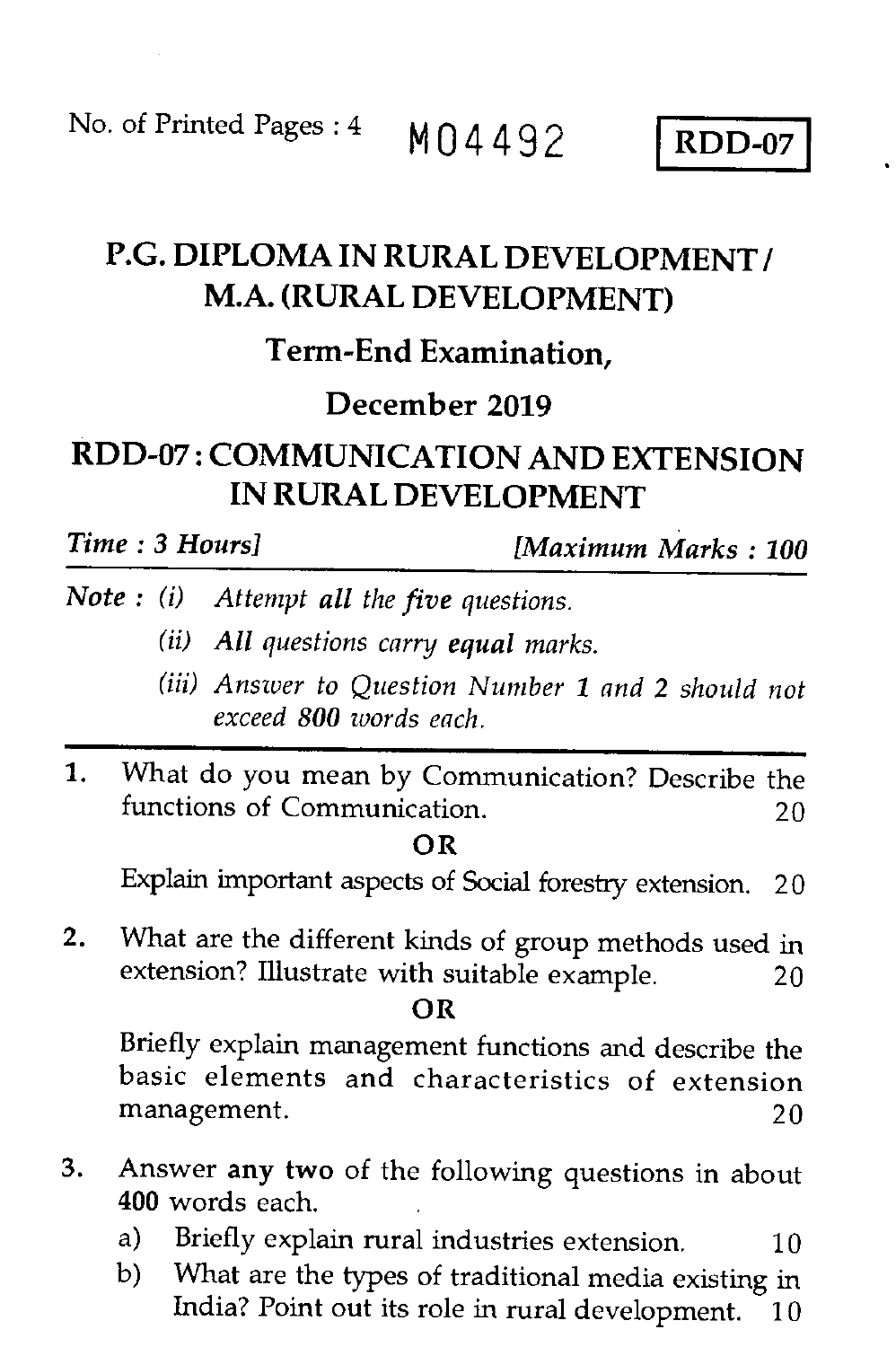No. of Printed Pages : 4 M04492 **RDD-07**

# P.G. DIPLOMA IN RURAL DEVELOPMENT / M.A. (RURAL DEVELOPMENT)

## Term-End Examination,

## December 2019

## RDD-07 : COMMUNICATION AND EXTENSION IN RURAL DEVELOPMENT

*Time : 3 Hours]* *[Maximum Marks : 100*

*Note : (i) Attempt **all** the **five** questions.*

*(ii) All questions carry **equal** marks.*

*(iii) Answer to Question Number 1 and 2 should not exceed 800 words each.*

1. What do you mean by Communication? Describe the functions of Communication. 20

   **OR**

   Explain important aspects of Social forestry extension. 20

2. What are the different kinds of group methods used in extension? Illustrate with suitable example. 20

   **OR**

   Briefly explain management functions and describe the basic elements and characteristics of extension management. 20

3. Answer **any two** of the following questions in about **400** words each.

   a) Briefly explain rural industries extension. 10

   b) What are the types of traditional media existing in India? Point out its role in rural development. 10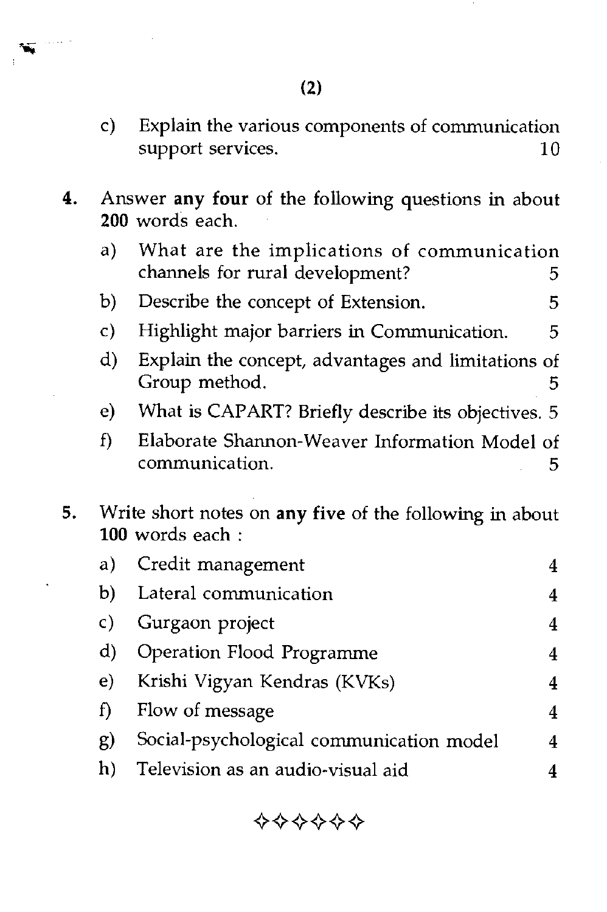c) Explain the various components of communication support services. 10

4. Answer **any four** of the following questions in about **200** words each.

   a) What are the implications of communication channels for rural development? 5

   b) Describe the concept of Extension. 5

   c) Highlight major barriers in Communication. 5

   d) Explain the concept, advantages and limitations of Group method. 5

   e) What is CAPART? Briefly describe its objectives. 5

   f) Elaborate Shannon-Weaver Information Model of communication. 5

5. Write short notes on **any five** of the following in about **100** words each :

   a) Credit management 4

   b) Lateral communication 4

   c) Gurgaon project 4

   d) Operation Flood Programme 4

   e) Krishi Vigyan Kendras (KVKs) 4

   f) Flow of message 4

   g) Social-psychological communication model 4

   h) Television as an audio-visual aid 4

✧✧✧✧✧✧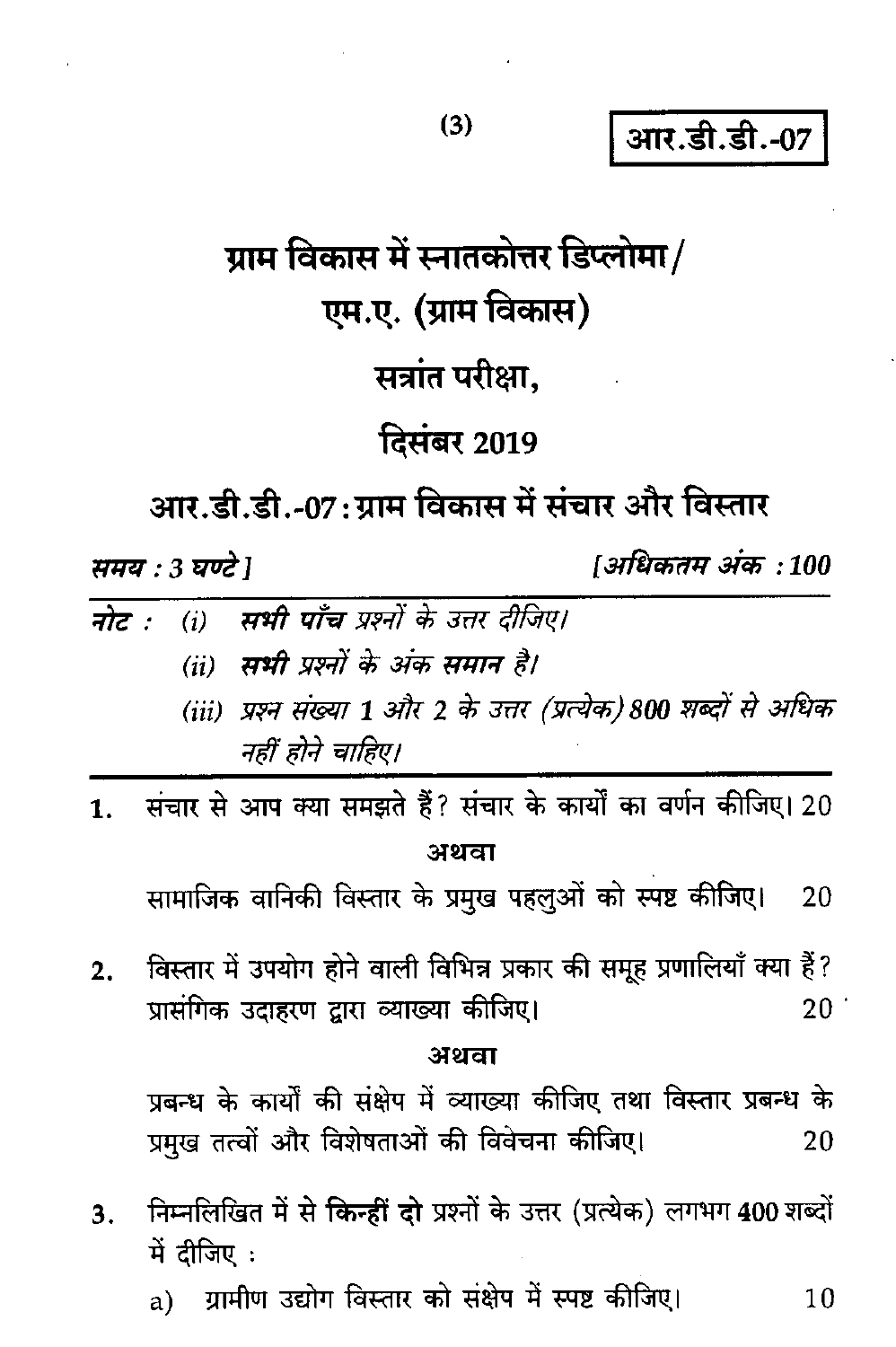आर.डी.डी.-07

# ग्राम विकास में स्नातकोत्तर डिप्लोमा/ एम.ए. (ग्राम विकास)

## सत्रांत परीक्षा,

## दिसंबर 2019

## आर.डी.डी.-07 : ग्राम विकास में संचार और विस्तार

*समय : 3 घण्टे ]* *[अधिकतम अंक : 100*

***नोट :*** *(i)* ***सभी पाँच*** *प्रश्नों के उत्तर दीजिए।*

*(ii)* ***सभी*** *प्रश्नों के अंक* ***समान*** *है।*

*(iii) प्रश्न संख्या 1 और 2 के उत्तर (प्रत्येक) 800 शब्दों से अधिक नहीं होने चाहिए।*

---

1. संचार से आप क्या समझते हैं? संचार के कार्यों का वर्णन कीजिए। 20

**अथवा**

सामाजिक वानिकी विस्तार के प्रमुख पहलुओं को स्पष्ट कीजिए। 20

2. विस्तार में उपयोग होने वाली विभिन्न प्रकार की समूह प्रणालियाँ क्या हैं? प्रासंगिक उदाहरण द्वारा व्याख्या कीजिए। 20

**अथवा**

प्रबन्ध के कार्यों की संक्षेप में व्याख्या कीजिए तथा विस्तार प्रबन्ध के प्रमुख तत्वों और विशेषताओं की विवेचना कीजिए। 20

3. निम्नलिखित में से **किन्हीं दो** प्रश्नों के उत्तर (प्रत्येक) लगभग 400 शब्दों में दीजिए :

a) ग्रामीण उद्योग विस्तार को संक्षेप में स्पष्ट कीजिए। 10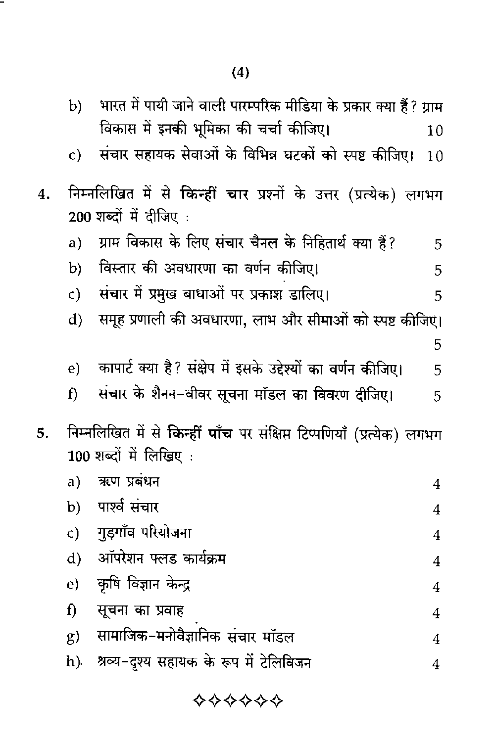b) भारत में पायी जाने वाली पारम्परिक मीडिया के प्रकार क्या हैं? ग्राम विकास में इनकी भूमिका की चर्चा कीजिए। 10

c) संचार सहायक सेवाओं के विभिन्न घटकों को स्पष्ट कीजिए। 10

4. निम्नलिखित में से **किन्हीं चार** प्रश्नों के उत्तर (प्रत्येक) लगभग 200 शब्दों में दीजिए :

a) ग्राम विकास के लिए संचार चैनल के निहितार्थ क्या हैं? 5

b) विस्तार की अवधारणा का वर्णन कीजिए। 5

c) संचार में प्रमुख बाधाओं पर प्रकाश डालिए। 5

d) समूह प्रणाली की अवधारणा, लाभ और सीमाओं को स्पष्ट कीजिए। 5

e) कापार्ट क्या है? संक्षेप में इसके उद्देश्यों का वर्णन कीजिए। 5

f) संचार के शैनन-वीवर सूचना मॉडल का विवरण दीजिए। 5

5. निम्नलिखित में से **किन्हीं पाँच** पर संक्षिप्त टिप्पणियाँ (प्रत्येक) लगभग 100 शब्दों में लिखिए :

a) ऋण प्रबंधन 4

b) पार्श्व संचार 4

c) गुड़गाँव परियोजना 4

d) ऑपरेशन फ्लड कार्यक्रम 4

e) कृषि विज्ञान केन्द्र 4

f) सूचना का प्रवाह 4

g) सामाजिक-मनोवैज्ञानिक संचार मॉडल 4

h) श्रव्य-दृश्य सहायक के रूप में टेलिविजन 4

✧✧✧✧✧✧